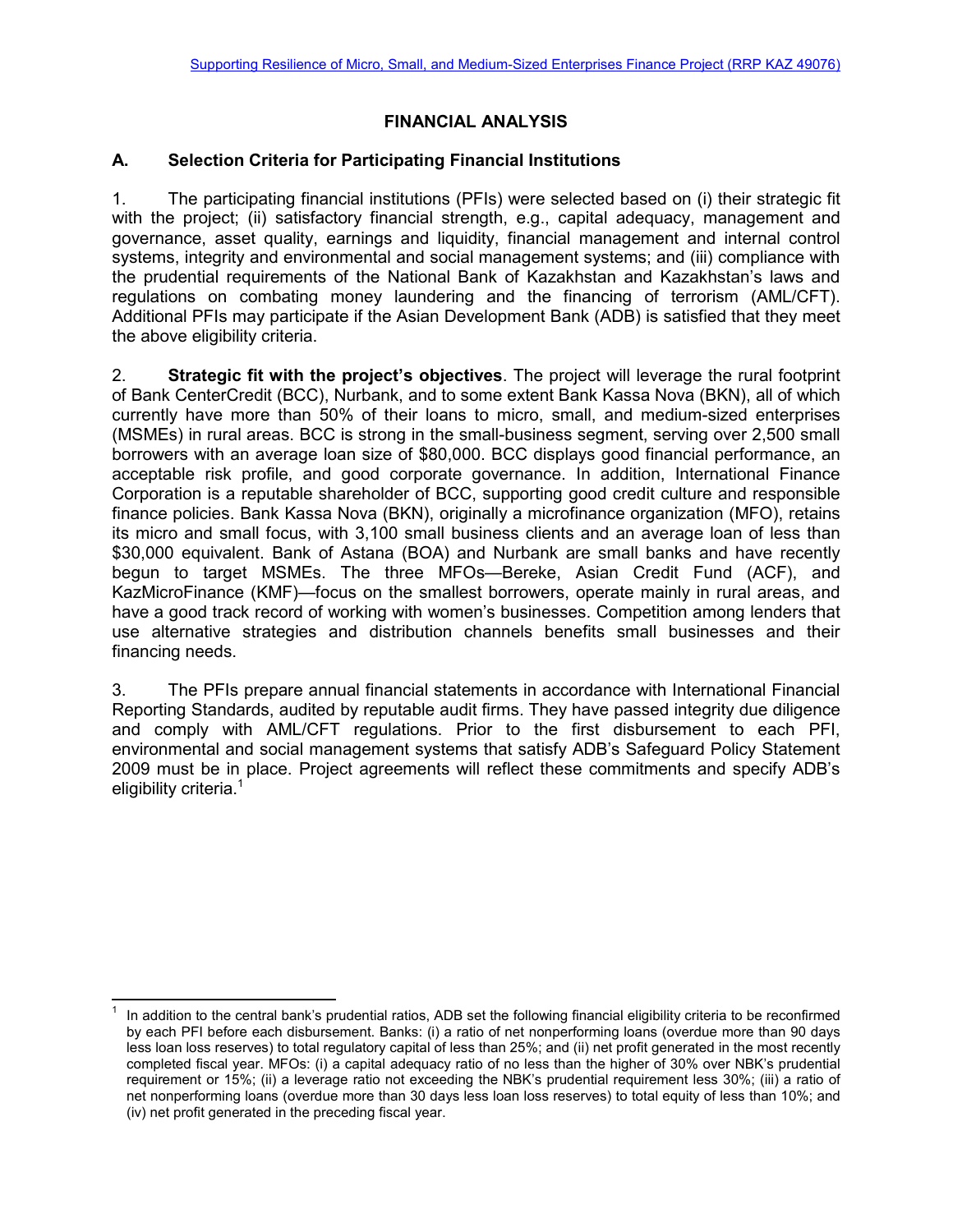# FINANCIAL ANALYSIS

## A. Selection Criteria for Participating Financial Institutions

1. The participating financial institutions (PFIs) were selected based on (i) their strategic fit with the project; (ii) satisfactory financial strength, e.g., capital adequacy, management and governance, asset quality, earnings and liquidity, financial management and internal control systems, integrity and environmental and social management systems; and (iii) compliance with the prudential requirements of the National Bank of Kazakhstan and Kazakhstan's laws and regulations on combating money laundering and the financing of terrorism (AML/CFT). Additional PFIs may participate if the Asian Development Bank (ADB) is satisfied that they meet the above eligibility criteria.

2. **Strategic fit with the project's objectives**. The project will leverage the rural footprint of Bank CenterCredit (BCC), Nurbank, and to some extent Bank Kassa Nova (BKN), all of which currently have more than 50% of their loans to micro, small, and medium-sized enterprises (MSMEs) in rural areas. BCC is strong in the small-business segment, serving over 2,500 small borrowers with an average loan size of $80,000. BCC displays good financial performance, an acceptable risk profile, and good corporate governance. In addition, International Finance Corporation is a reputable shareholder of BCC, supporting good credit culture and responsible finance policies. Bank Kassa Nova (BKN), originally a microfinance organization (MFO), retains its micro and small focus, with 3,100 small business clients and an average loan of less than $30,000 equivalent. Bank of Astana (BOA) and Nurbank are small banks and have recently begun to target MSMEs. The three MFOs—Bereke, Asian Credit Fund (ACF), and KazMicroFinance (KMF)—focus on the smallest borrowers, operate mainly in rural areas, and have a good track record of working with women's businesses. Competition among lenders that use alternative strategies and distribution channels benefits small businesses and their financing needs.

3. The PFIs prepare annual financial statements in accordance with International Financial Reporting Standards, audited by reputable audit firms. They have passed integrity due diligence and comply with AML/CFT regulations. Prior to the first disbursement to each PFI, environmental and social management systems that satisfy ADB's Safeguard Policy Statement 2009 must be in place. Project agreements will reflect these commitments and specify ADB's eligibility criteria.[1]

---

[1] In addition to the central bank's prudential ratios, ADB set the following financial eligibility criteria to be reconfirmed by each PFI before each disbursement. Banks: (i) a ratio of net nonperforming loans (overdue more than 90 days less loan loss reserves) to total regulatory capital of less than 25%; and (ii) net profit generated in the most recently completed fiscal year. MFOs: (i) a capital adequacy ratio of no less than the higher of 30% over NBK's prudential requirement or 15%; (ii) a leverage ratio not exceeding the NBK's prudential requirement less 30%; (iii) a ratio of net nonperforming loans (overdue more than 30 days less loan loss reserves) to total equity of less than 10%; and (iv) net profit generated in the preceding fiscal year.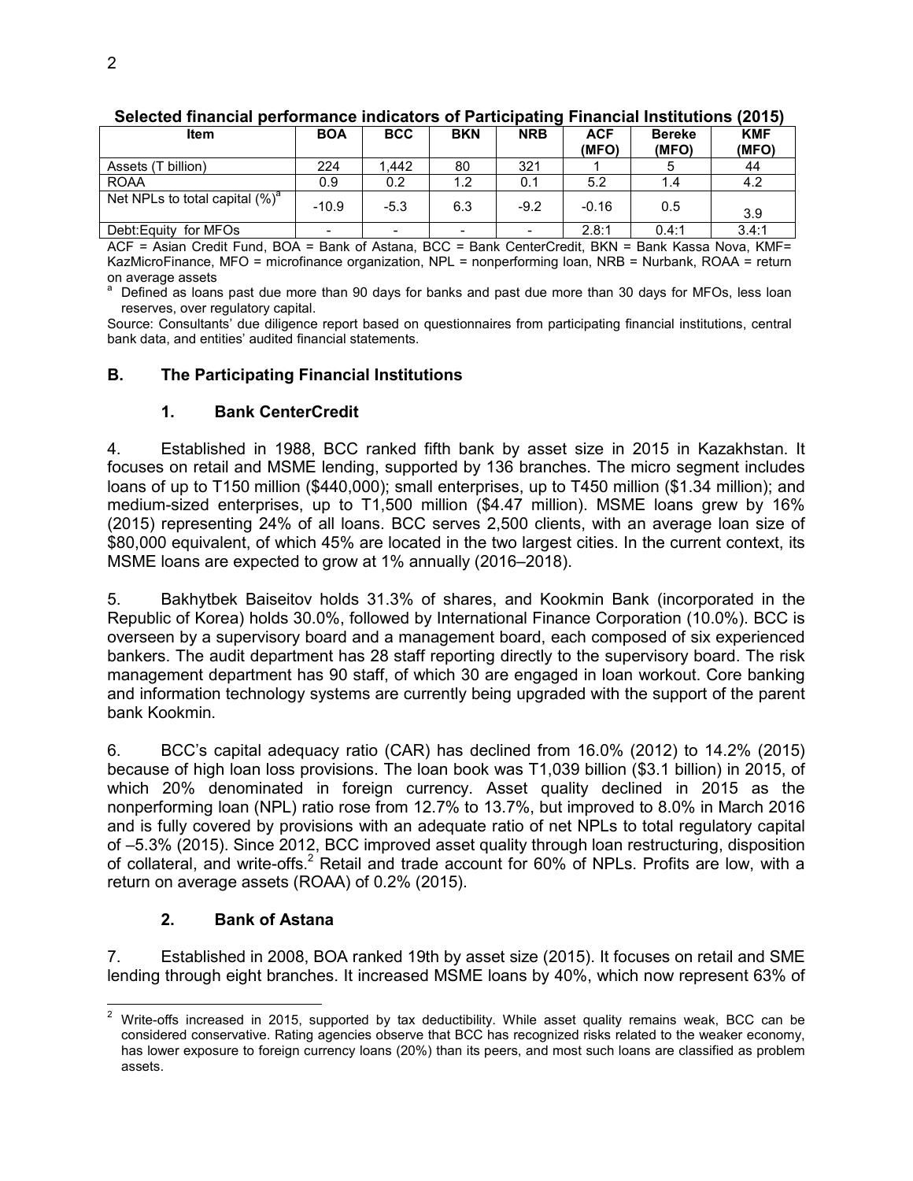**Selected financial performance indicators of Participating Financial Institutions (2015)**

| Item | BOA | BCC | BKN | NRB | ACF (MFO) | Bereke (MFO) | KMF (MFO) |
|---|---|---|---|---|---|---|---|
| Assets (T billion) | 224 | 1,442 | 80 | 321 | 1 | 5 | 44 |
| ROAA | 0.9 | 0.2 | 1.2 | 0.1 | 5.2 | 1.4 | 4.2 |
| Net NPLs to total capital (%)[a] | -10.9 | -5.3 | 6.3 | -9.2 | -0.16 | 0.5 | 3.9 |
| Debt:Equity for MFOs | - | - | - | - | 2.8:1 | 0.4:1 | 3.4:1 |

ACF = Asian Credit Fund, BOA = Bank of Astana, BCC = Bank CenterCredit, BKN = Bank Kassa Nova, KMF= KazMicroFinance, MFO = microfinance organization, NPL = nonperforming loan, NRB = Nurbank, ROAA = return on average assets

[a] Defined as loans past due more than 90 days for banks and past due more than 30 days for MFOs, less loan reserves, over regulatory capital.

Source: Consultants' due diligence report based on questionnaires from participating financial institutions, central bank data, and entities' audited financial statements.

## B. The Participating Financial Institutions

### 1. Bank CenterCredit

4. Established in 1988, BCC ranked fifth bank by asset size in 2015 in Kazakhstan. It focuses on retail and MSME lending, supported by 136 branches. The micro segment includes loans of up to T150 million ($440,000); small enterprises, up to T450 million ($1.34 million); and medium-sized enterprises, up to T1,500 million ($4.47 million). MSME loans grew by 16% (2015) representing 24% of all loans. BCC serves 2,500 clients, with an average loan size of $80,000 equivalent, of which 45% are located in the two largest cities. In the current context, its MSME loans are expected to grow at 1% annually (2016–2018).

5. Bakhytbek Baiseitov holds 31.3% of shares, and Kookmin Bank (incorporated in the Republic of Korea) holds 30.0%, followed by International Finance Corporation (10.0%). BCC is overseen by a supervisory board and a management board, each composed of six experienced bankers. The audit department has 28 staff reporting directly to the supervisory board. The risk management department has 90 staff, of which 30 are engaged in loan workout. Core banking and information technology systems are currently being upgraded with the support of the parent bank Kookmin.

6. BCC's capital adequacy ratio (CAR) has declined from 16.0% (2012) to 14.2% (2015) because of high loan loss provisions. The loan book was T1,039 billion ($3.1 billion) in 2015, of which 20% denominated in foreign currency. Asset quality declined in 2015 as the nonperforming loan (NPL) ratio rose from 12.7% to 13.7%, but improved to 8.0% in March 2016 and is fully covered by provisions with an adequate ratio of net NPLs to total regulatory capital of –5.3% (2015). Since 2012, BCC improved asset quality through loan restructuring, disposition of collateral, and write-offs.[2] Retail and trade account for 60% of NPLs. Profits are low, with a return on average assets (ROAA) of 0.2% (2015).

### 2. Bank of Astana

7. Established in 2008, BOA ranked 19th by asset size (2015). It focuses on retail and SME lending through eight branches. It increased MSME loans by 40%, which now represent 63% of

[2] Write-offs increased in 2015, supported by tax deductibility. While asset quality remains weak, BCC can be considered conservative. Rating agencies observe that BCC has recognized risks related to the weaker economy, has lower exposure to foreign currency loans (20%) than its peers, and most such loans are classified as problem assets.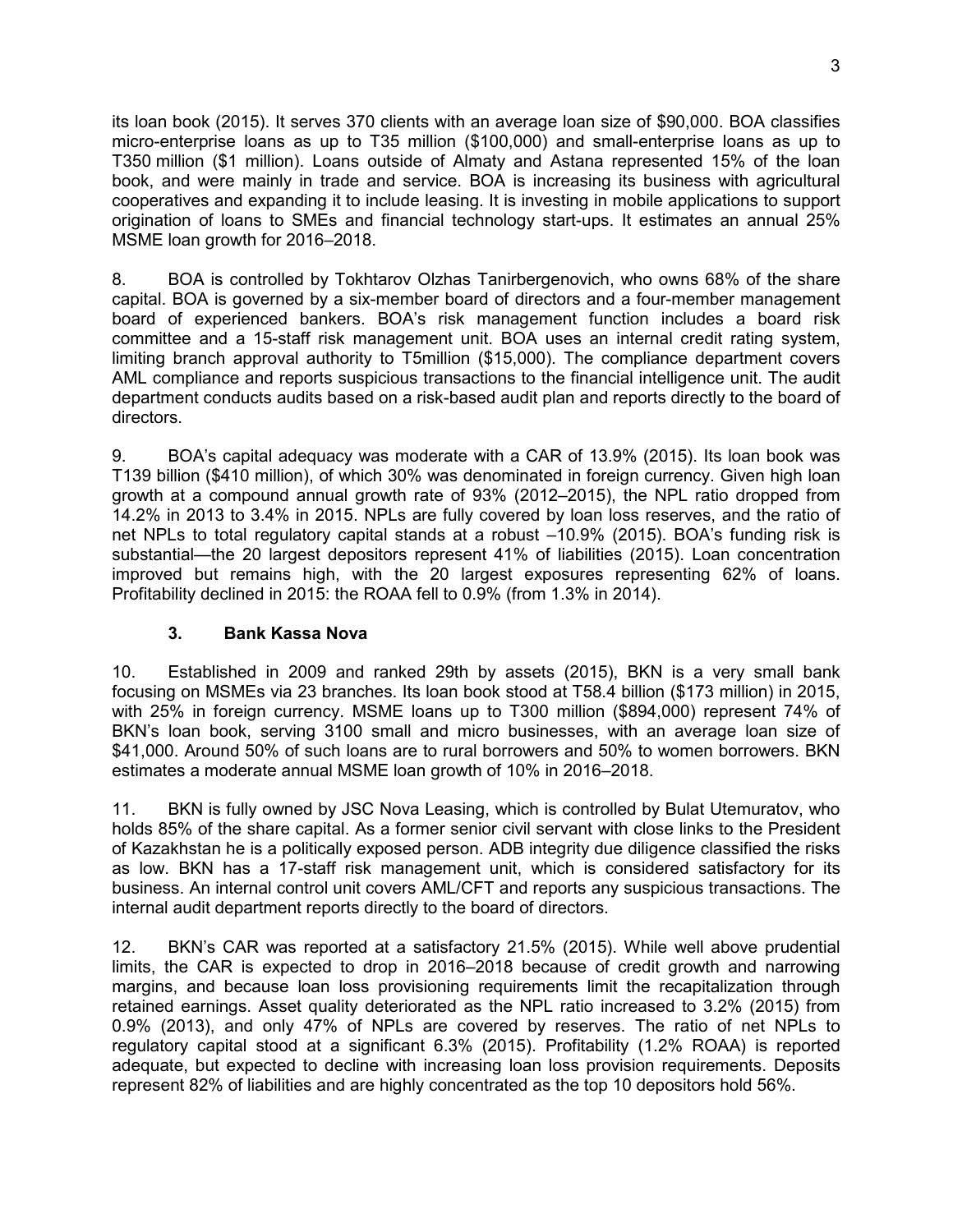its loan book (2015). It serves 370 clients with an average loan size of $90,000. BOA classifies micro-enterprise loans as up to T35 million ($100,000) and small-enterprise loans as up to T350 million ($1 million). Loans outside of Almaty and Astana represented 15% of the loan book, and were mainly in trade and service. BOA is increasing its business with agricultural cooperatives and expanding it to include leasing. It is investing in mobile applications to support origination of loans to SMEs and financial technology start-ups. It estimates an annual 25% MSME loan growth for 2016–2018.

8. BOA is controlled by Tokhtarov Olzhas Tanirbergenovich, who owns 68% of the share capital. BOA is governed by a six-member board of directors and a four-member management board of experienced bankers. BOA's risk management function includes a board risk committee and a 15-staff risk management unit. BOA uses an internal credit rating system, limiting branch approval authority to T5million ($15,000). The compliance department covers AML compliance and reports suspicious transactions to the financial intelligence unit. The audit department conducts audits based on a risk-based audit plan and reports directly to the board of directors.

9. BOA's capital adequacy was moderate with a CAR of 13.9% (2015). Its loan book was T139 billion ($410 million), of which 30% was denominated in foreign currency. Given high loan growth at a compound annual growth rate of 93% (2012–2015), the NPL ratio dropped from 14.2% in 2013 to 3.4% in 2015. NPLs are fully covered by loan loss reserves, and the ratio of net NPLs to total regulatory capital stands at a robust –10.9% (2015). BOA's funding risk is substantial—the 20 largest depositors represent 41% of liabilities (2015). Loan concentration improved but remains high, with the 20 largest exposures representing 62% of loans. Profitability declined in 2015: the ROAA fell to 0.9% (from 1.3% in 2014).

### 3. Bank Kassa Nova

10. Established in 2009 and ranked 29th by assets (2015), BKN is a very small bank focusing on MSMEs via 23 branches. Its loan book stood at T58.4 billion ($173 million) in 2015, with 25% in foreign currency. MSME loans up to T300 million ($894,000) represent 74% of BKN's loan book, serving 3100 small and micro businesses, with an average loan size of $41,000. Around 50% of such loans are to rural borrowers and 50% to women borrowers. BKN estimates a moderate annual MSME loan growth of 10% in 2016–2018.

11. BKN is fully owned by JSC Nova Leasing, which is controlled by Bulat Utemuratov, who holds 85% of the share capital. As a former senior civil servant with close links to the President of Kazakhstan he is a politically exposed person. ADB integrity due diligence classified the risks as low. BKN has a 17-staff risk management unit, which is considered satisfactory for its business. An internal control unit covers AML/CFT and reports any suspicious transactions. The internal audit department reports directly to the board of directors.

12. BKN's CAR was reported at a satisfactory 21.5% (2015). While well above prudential limits, the CAR is expected to drop in 2016–2018 because of credit growth and narrowing margins, and because loan loss provisioning requirements limit the recapitalization through retained earnings. Asset quality deteriorated as the NPL ratio increased to 3.2% (2015) from 0.9% (2013), and only 47% of NPLs are covered by reserves. The ratio of net NPLs to regulatory capital stood at a significant 6.3% (2015). Profitability (1.2% ROAA) is reported adequate, but expected to decline with increasing loan loss provision requirements. Deposits represent 82% of liabilities and are highly concentrated as the top 10 depositors hold 56%.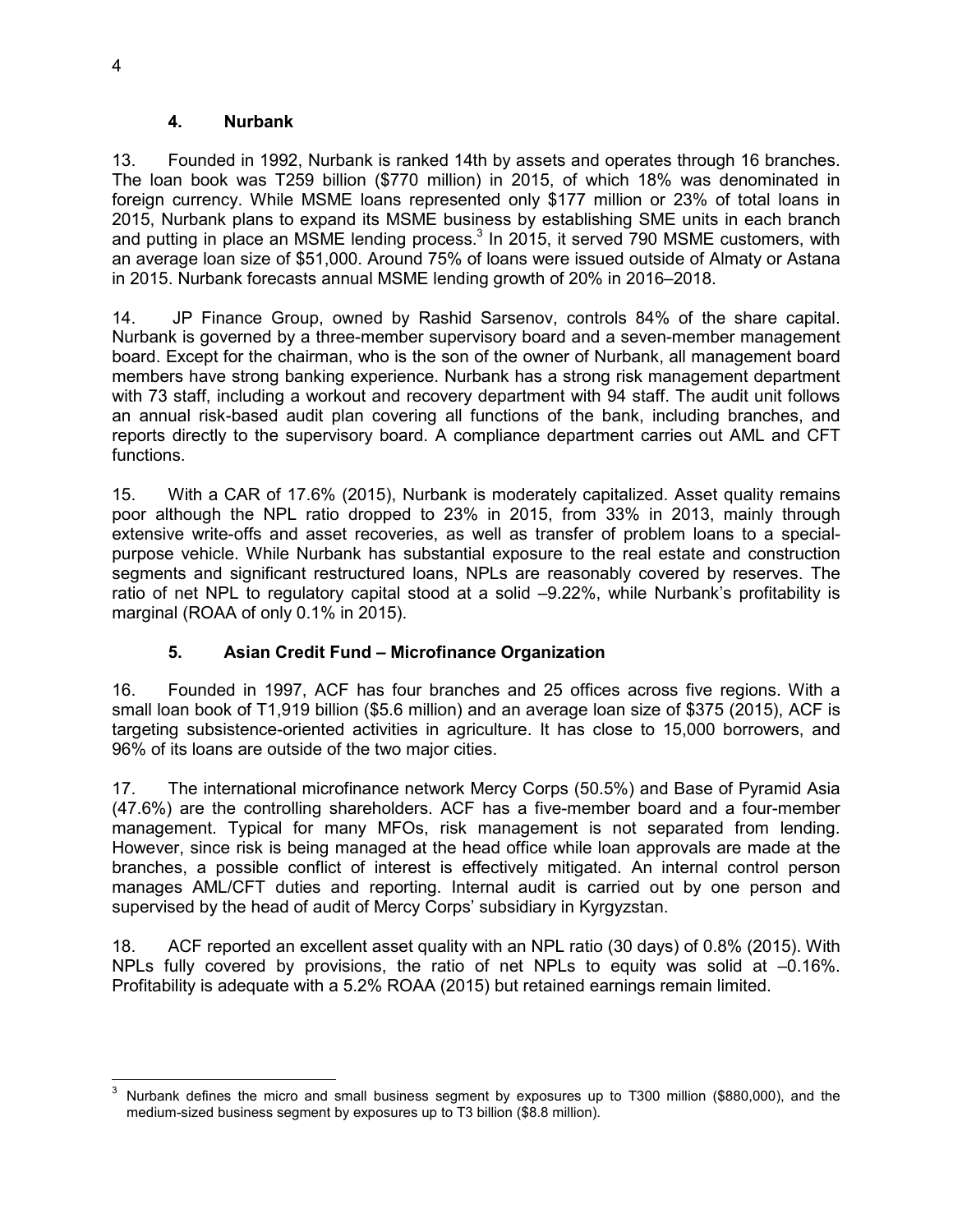### 4. Nurbank

13. Founded in 1992, Nurbank is ranked 14th by assets and operates through 16 branches. The loan book was T259 billion ($770 million) in 2015, of which 18% was denominated in foreign currency. While MSME loans represented only $177 million or 23% of total loans in 2015, Nurbank plans to expand its MSME business by establishing SME units in each branch and putting in place an MSME lending process.[3] In 2015, it served 790 MSME customers, with an average loan size of $51,000. Around 75% of loans were issued outside of Almaty or Astana in 2015. Nurbank forecasts annual MSME lending growth of 20% in 2016–2018.

14. JP Finance Group, owned by Rashid Sarsenov, controls 84% of the share capital. Nurbank is governed by a three-member supervisory board and a seven-member management board. Except for the chairman, who is the son of the owner of Nurbank, all management board members have strong banking experience. Nurbank has a strong risk management department with 73 staff, including a workout and recovery department with 94 staff. The audit unit follows an annual risk-based audit plan covering all functions of the bank, including branches, and reports directly to the supervisory board. A compliance department carries out AML and CFT functions.

15. With a CAR of 17.6% (2015), Nurbank is moderately capitalized. Asset quality remains poor although the NPL ratio dropped to 23% in 2015, from 33% in 2013, mainly through extensive write-offs and asset recoveries, as well as transfer of problem loans to a special-purpose vehicle. While Nurbank has substantial exposure to the real estate and construction segments and significant restructured loans, NPLs are reasonably covered by reserves. The ratio of net NPL to regulatory capital stood at a solid –9.22%, while Nurbank's profitability is marginal (ROAA of only 0.1% in 2015).

### 5. Asian Credit Fund – Microfinance Organization

16. Founded in 1997, ACF has four branches and 25 offices across five regions. With a small loan book of T1,919 billion ($5.6 million) and an average loan size of $375 (2015), ACF is targeting subsistence-oriented activities in agriculture. It has close to 15,000 borrowers, and 96% of its loans are outside of the two major cities.

17. The international microfinance network Mercy Corps (50.5%) and Base of Pyramid Asia (47.6%) are the controlling shareholders. ACF has a five-member board and a four-member management. Typical for many MFOs, risk management is not separated from lending. However, since risk is being managed at the head office while loan approvals are made at the branches, a possible conflict of interest is effectively mitigated. An internal control person manages AML/CFT duties and reporting. Internal audit is carried out by one person and supervised by the head of audit of Mercy Corps' subsidiary in Kyrgyzstan.

18. ACF reported an excellent asset quality with an NPL ratio (30 days) of 0.8% (2015). With NPLs fully covered by provisions, the ratio of net NPLs to equity was solid at –0.16%. Profitability is adequate with a 5.2% ROAA (2015) but retained earnings remain limited.

---

[3] Nurbank defines the micro and small business segment by exposures up to T300 million ($880,000), and the medium-sized business segment by exposures up to T3 billion ($8.8 million).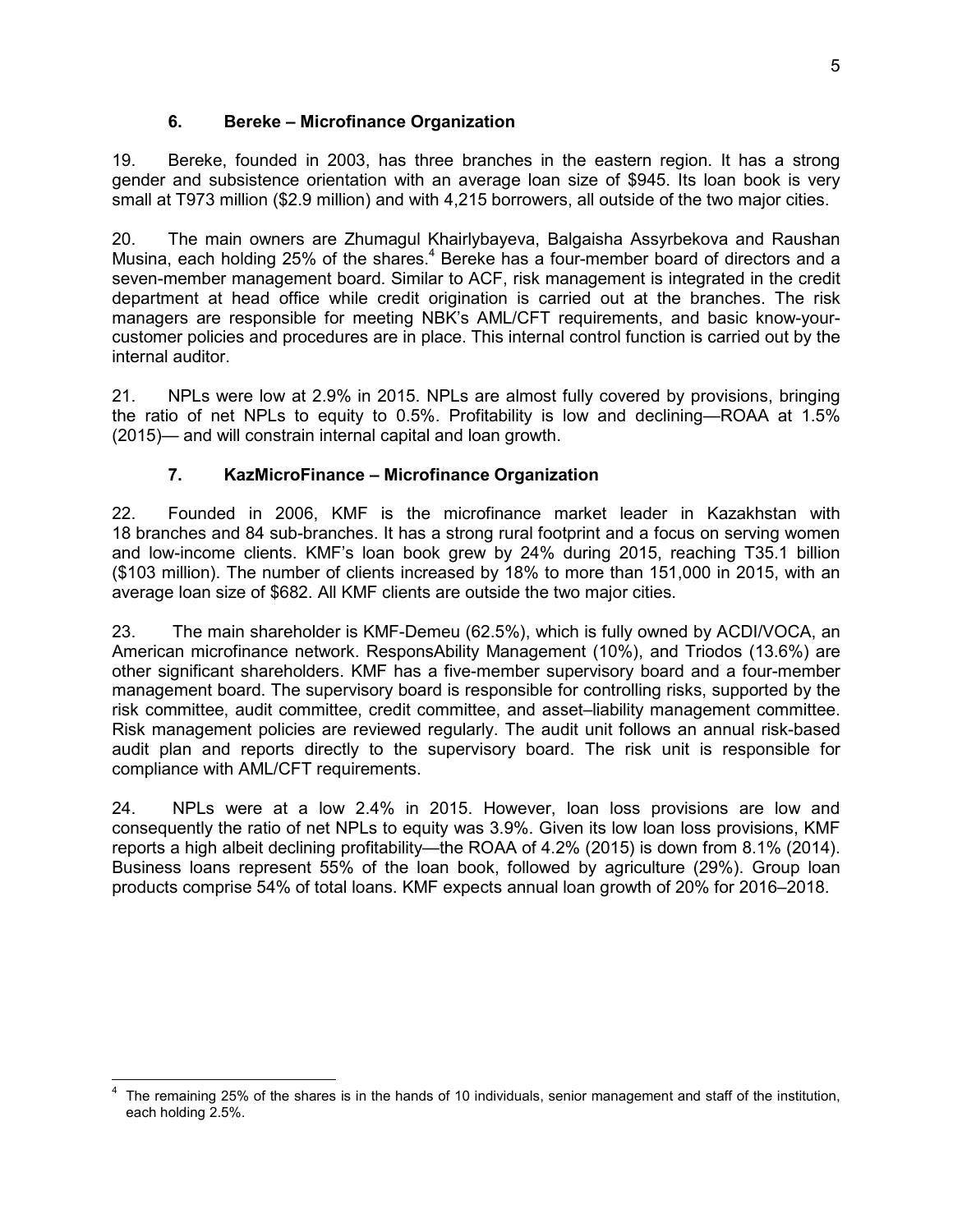### 6. Bereke – Microfinance Organization

19. Bereke, founded in 2003, has three branches in the eastern region. It has a strong gender and subsistence orientation with an average loan size of $945. Its loan book is very small at T973 million ($2.9 million) and with 4,215 borrowers, all outside of the two major cities.

20. The main owners are Zhumagul Khairlybayeva, Balgaisha Assyrbekova and Raushan Musina, each holding 25% of the shares.[4] Bereke has a four-member board of directors and a seven-member management board. Similar to ACF, risk management is integrated in the credit department at head office while credit origination is carried out at the branches. The risk managers are responsible for meeting NBK's AML/CFT requirements, and basic know-your-customer policies and procedures are in place. This internal control function is carried out by the internal auditor.

21. NPLs were low at 2.9% in 2015. NPLs are almost fully covered by provisions, bringing the ratio of net NPLs to equity to 0.5%. Profitability is low and declining—ROAA at 1.5% (2015)— and will constrain internal capital and loan growth.

### 7. KazMicroFinance – Microfinance Organization

22. Founded in 2006, KMF is the microfinance market leader in Kazakhstan with 18 branches and 84 sub-branches. It has a strong rural footprint and a focus on serving women and low-income clients. KMF's loan book grew by 24% during 2015, reaching T35.1 billion ($103 million). The number of clients increased by 18% to more than 151,000 in 2015, with an average loan size of $682. All KMF clients are outside the two major cities.

23. The main shareholder is KMF-Demeu (62.5%), which is fully owned by ACDI/VOCA, an American microfinance network. ResponsAbility Management (10%), and Triodos (13.6%) are other significant shareholders. KMF has a five-member supervisory board and a four-member management board. The supervisory board is responsible for controlling risks, supported by the risk committee, audit committee, credit committee, and asset–liability management committee. Risk management policies are reviewed regularly. The audit unit follows an annual risk-based audit plan and reports directly to the supervisory board. The risk unit is responsible for compliance with AML/CFT requirements.

24. NPLs were at a low 2.4% in 2015. However, loan loss provisions are low and consequently the ratio of net NPLs to equity was 3.9%. Given its low loan loss provisions, KMF reports a high albeit declining profitability—the ROAA of 4.2% (2015) is down from 8.1% (2014). Business loans represent 55% of the loan book, followed by agriculture (29%). Group loan products comprise 54% of total loans. KMF expects annual loan growth of 20% for 2016–2018.

---

[4] The remaining 25% of the shares is in the hands of 10 individuals, senior management and staff of the institution, each holding 2.5%.